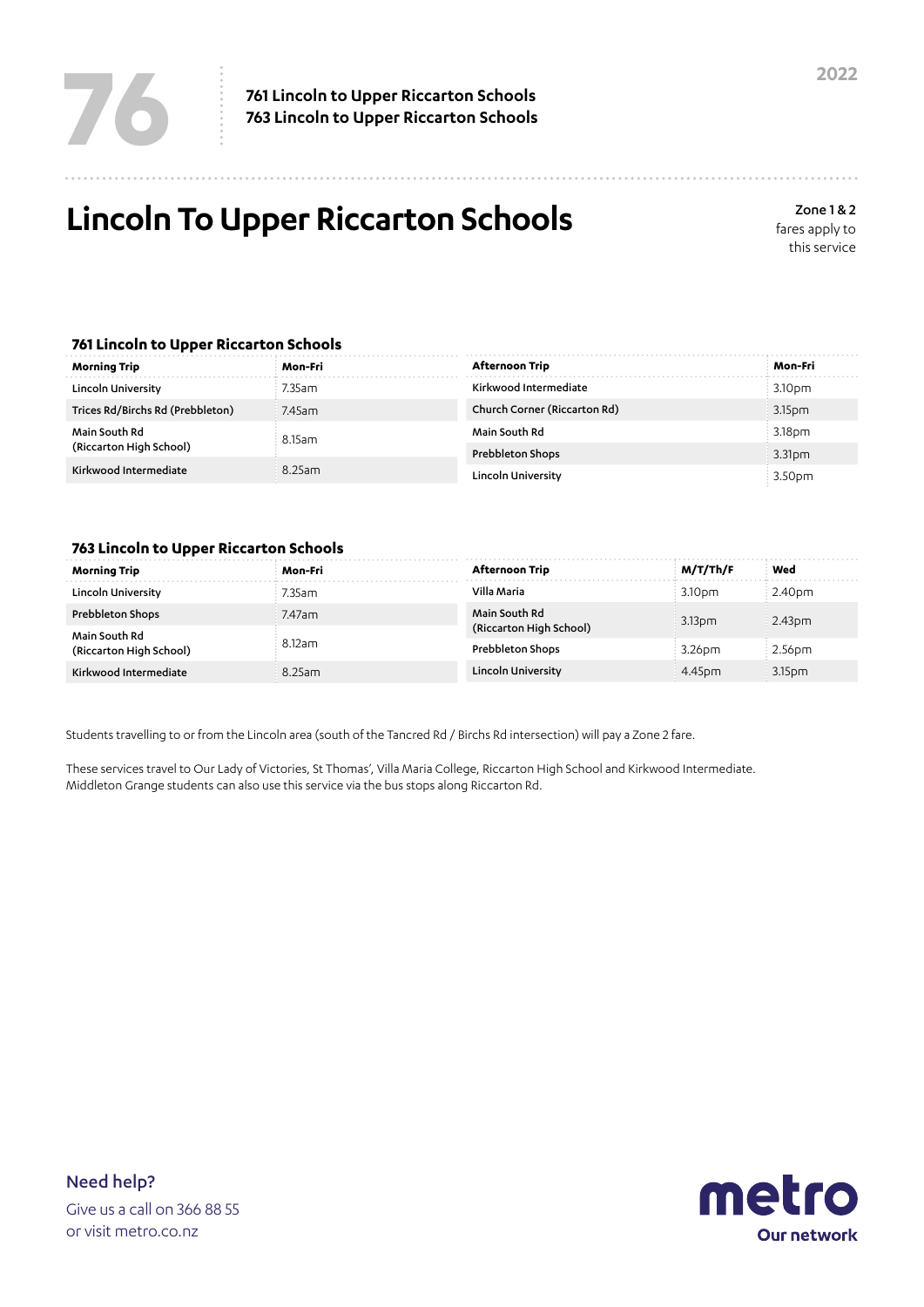# 76

**761 Lincoln to Upper Riccarton Schools**
**763 Lincoln to Upper Riccarton Schools**

2022

# Lincoln To Upper Riccarton Schools

**Zone 1 & 2** fares apply to this service

### 761 Lincoln to Upper Riccarton Schools

| Morning Trip | Mon-Fri |
|---|---|
| Lincoln University | 7.35am |
| Trices Rd/Birchs Rd (Prebbleton) | 7.45am |
| Main South Rd (Riccarton High School) | 8.15am |
| Kirkwood Intermediate | 8.25am |

| Afternoon Trip | Mon-Fri |
|---|---|
| Kirkwood Intermediate | 3.10pm |
| Church Corner (Riccarton Rd) | 3.15pm |
| Main South Rd | 3.18pm |
| Prebbleton Shops | 3.31pm |
| Lincoln University | 3.50pm |

### 763 Lincoln to Upper Riccarton Schools

| Morning Trip | Mon-Fri |
|---|---|
| Lincoln University | 7.35am |
| Prebbleton Shops | 7.47am |
| Main South Rd (Riccarton High School) | 8.12am |
| Kirkwood Intermediate | 8.25am |

| Afternoon Trip | M/T/Th/F | Wed |
|---|---|---|
| Villa Maria | 3.10pm | 2.40pm |
| Main South Rd (Riccarton High School) | 3.13pm | 2.43pm |
| Prebbleton Shops | 3.26pm | 2.56pm |
| Lincoln University | 4.45pm | 3.15pm |

Students travelling to or from the Lincoln area (south of the Tancred Rd / Birchs Rd intersection) will pay a Zone 2 fare.

These services travel to Our Lady of Victories, St Thomas', Villa Maria College, Riccarton High School and Kirkwood Intermediate. Middleton Grange students can also use this service via the bus stops along Riccarton Rd.

**Need help?**
Give us a call on 366 88 55
or visit metro.co.nz

metro
Our network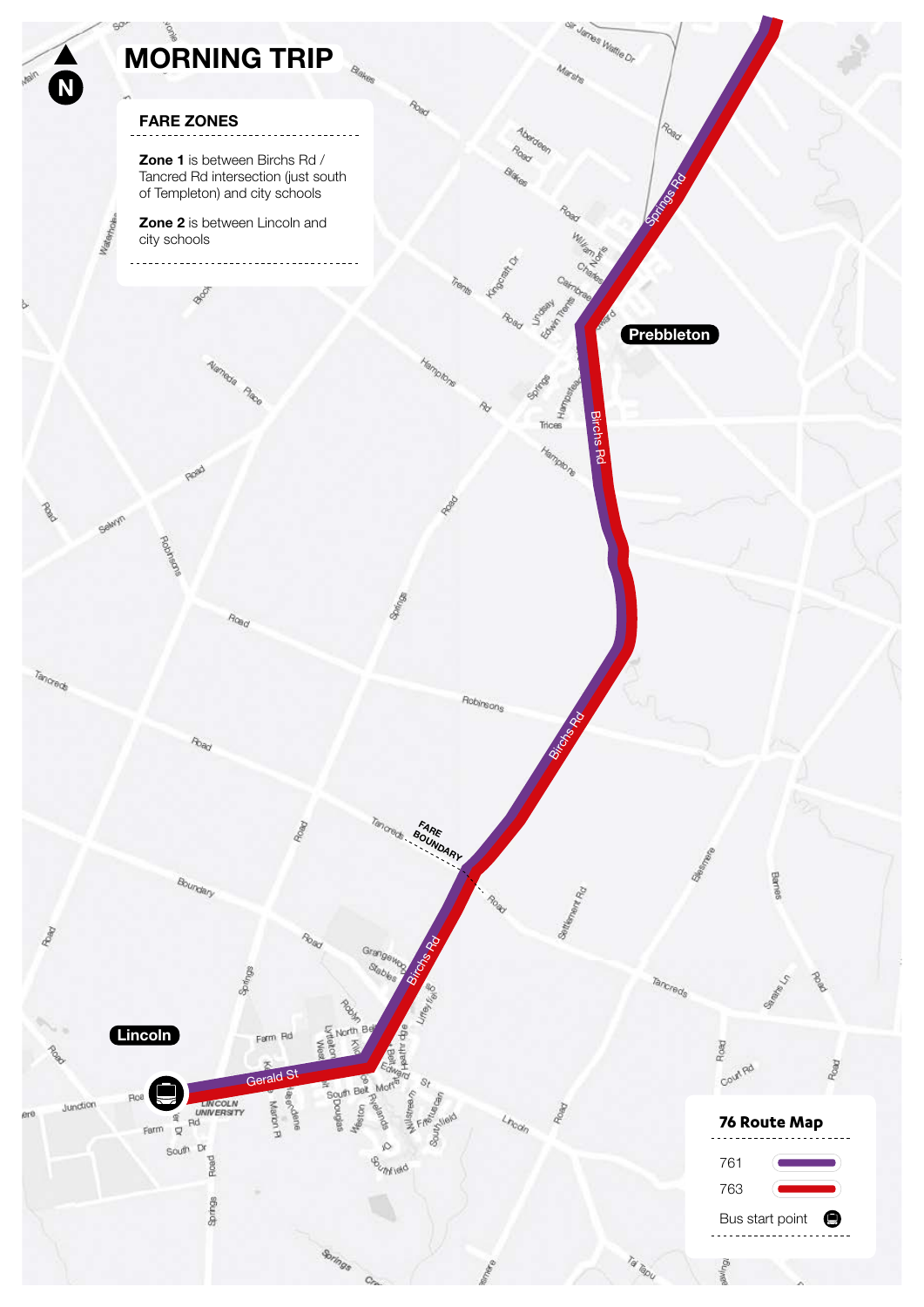# MORNING TRIP

## FARE ZONES

**Zone 1** is between Birchs Rd / Tancred Rd intersection (just south of Templeton) and city schools

**Zone 2** is between Lincoln and city schools

FARE BOUNDARY

Prebbleton

Lincoln

## 76 Route Map

| Route | |
|---|---|
| 761 | Purple |
| 763 | Red |
| Bus start point | |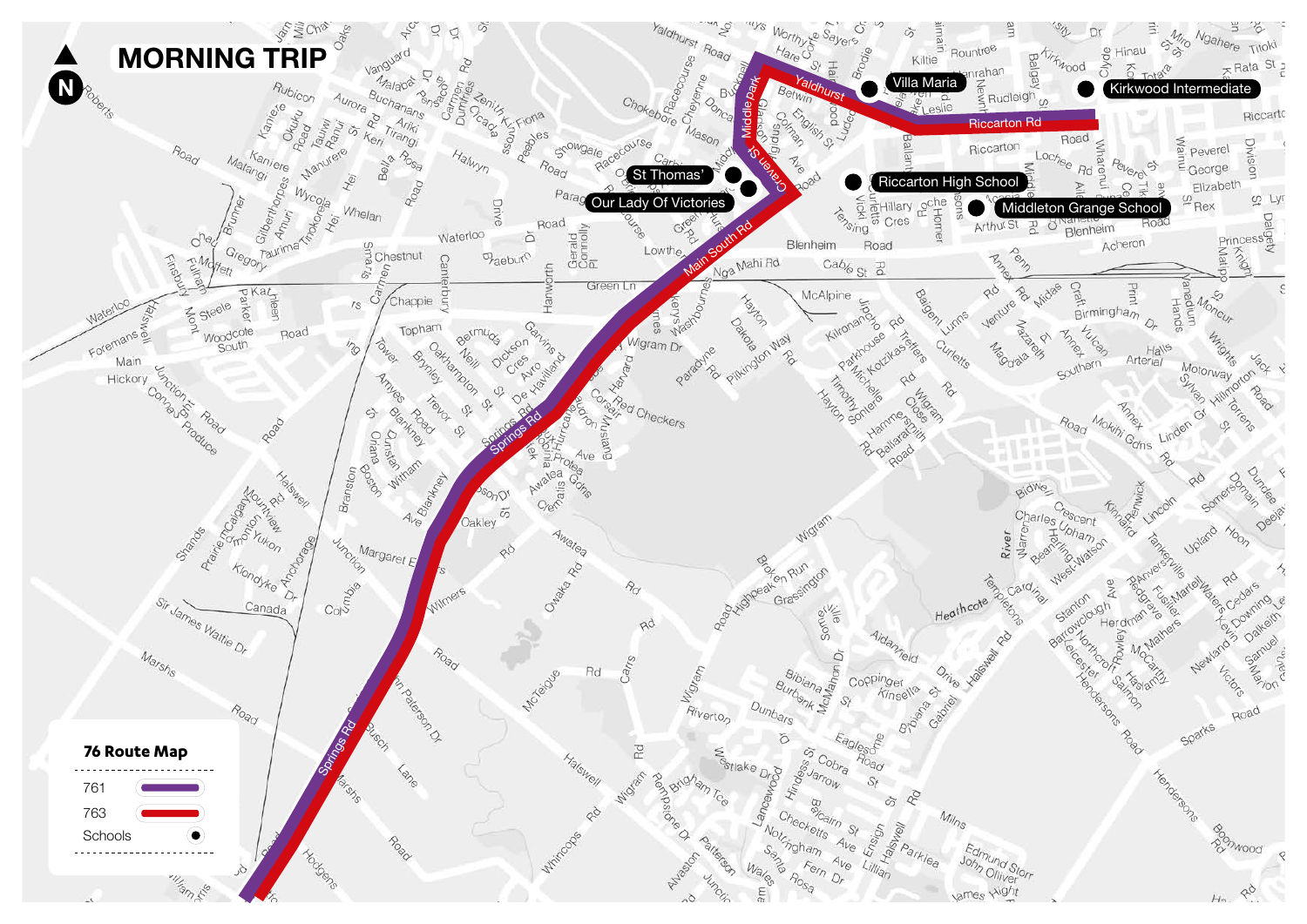# MORNING TRIP

**76 Route Map**

| | |
|---|---|
| 761 | Purple line |
| 763 | Red line |
| Schools | ● |

Schools:

- Villa Maria
- Kirkwood Intermediate
- St Thomas'
- Our Lady Of Victories
- Riccarton High School
- Middleton Grange School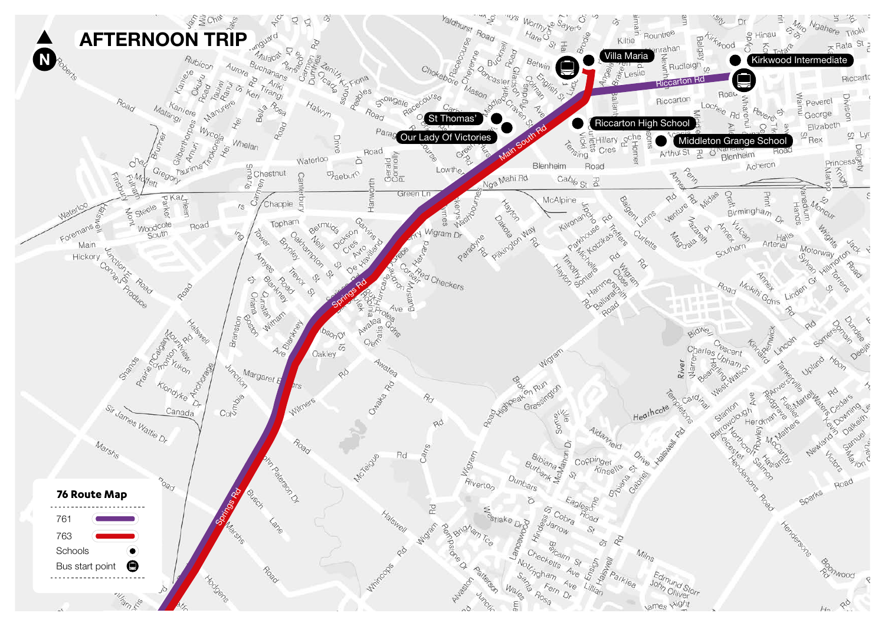# AFTERNOON TRIP

**Schools:**

- Villa Maria
- Kirkwood Intermediate
- St Thomas'
- Our Lady Of Victories
- Riccarton High School
- Middleton Grange School

**76 Route Map**

| Route | |
|---|---|
| 761 | (purple line) |
| 763 | (red line) |
| Schools | ● |
| Bus start point | (bus icon) |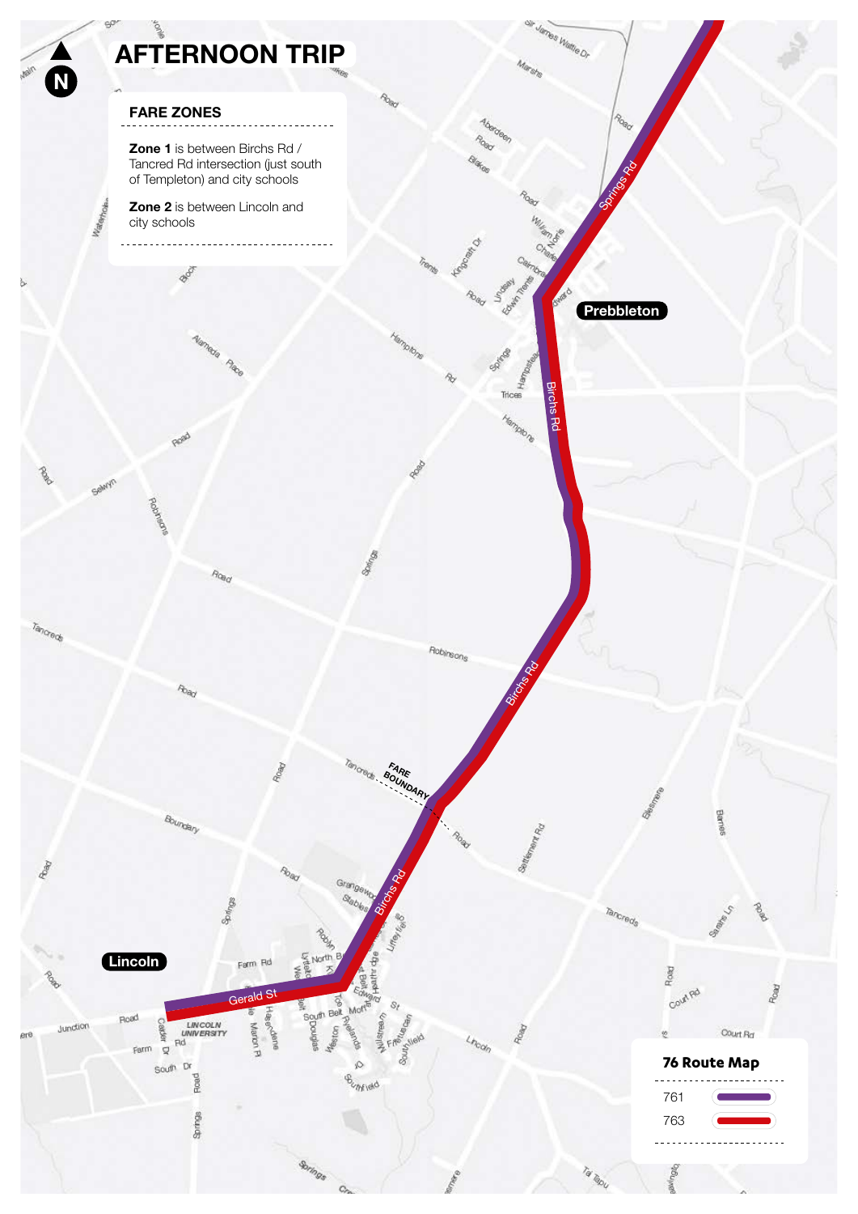# AFTERNOON TRIP

## FARE ZONES

**Zone 1** is between Birchs Rd / Tancred Rd intersection (just south of Templeton) and city schools

**Zone 2** is between Lincoln and city schools

Prebbleton

Lincoln

FARE BOUNDARY

Springs Rd

Birchs Rd

Gerald St

LINCOLN UNIVERSITY

**76 Route Map**

761

763